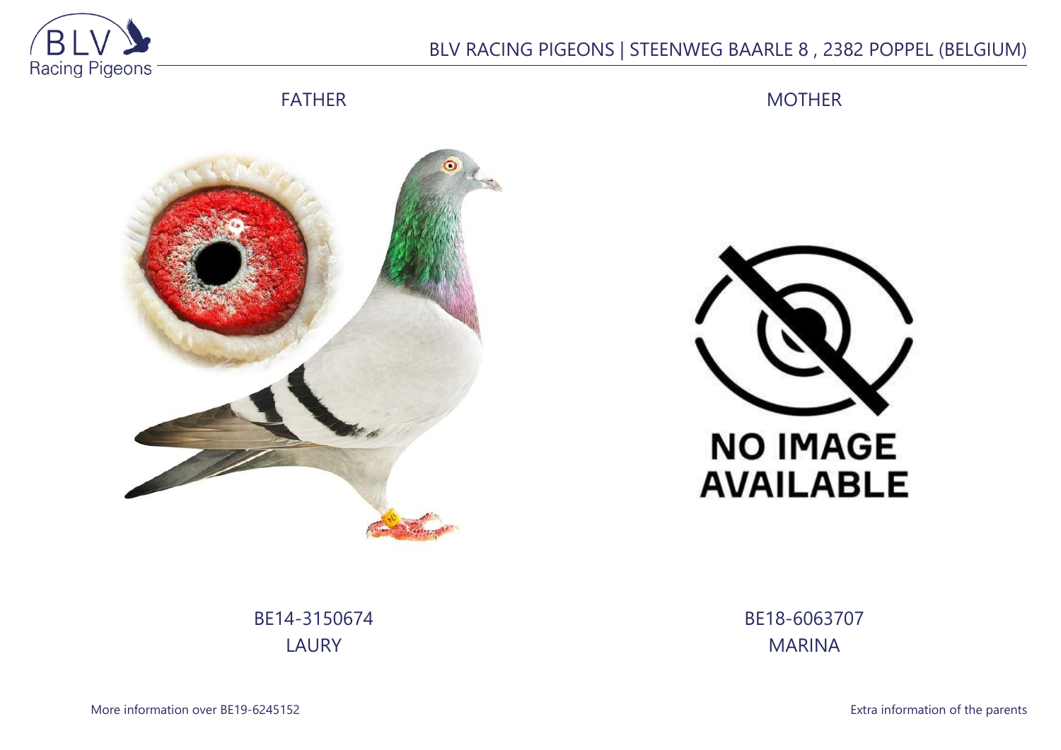BLV RACING PIGEONS | STEENWEG BAARLE 8 , 2382 POPPEL (BELGIUM)

| FATHER | MOTHER |
| --- | --- |
| BE14-3150674 | BE18-6063707 |
| LAURY | MARINA |

More information over BE19-6245152

Extra information of the parents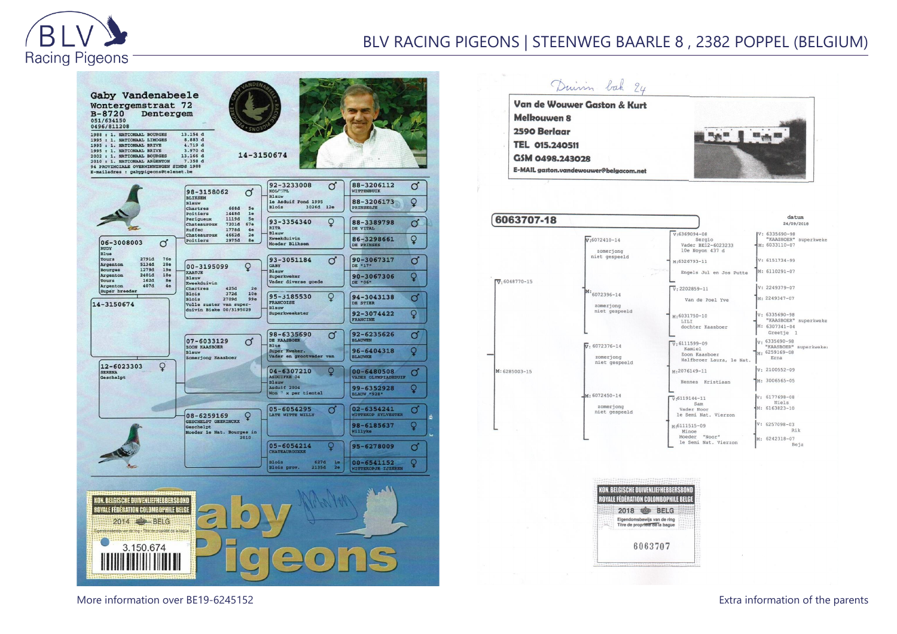BLV Racing Pigeons

# BLV RACING PIGEONS | STEENWEG BAARLE 8 , 2382 POPPEL (BELGIUM)

**Gaby Vandenabeele**
Wontergemstraat 72
B-8720 Dentergem
051/634150
0496/811208

1988 : 1. NATIONAAL BOURGES 13.154 d
1993 : 1. NATIONAAL LIMOGES 8.883 d
1995 : 1. NATIONAAL BRIVE 4.719 d
1995 : 1. NATIONAAL BRIVE 3.970 d
2002 : 1. NATIONAAL BOURGES 13.166 d
2010 : 1. NATIONAAL ARGENTON 7.358 d
94 PROVINCIALE OVERWINNINGEN SINDS 1988
E-mailadres : gabypigeons@telenet.be

14-3150674

**14-3150674**

**06-3008003** ♂
RUDY
Blue

| | | |
|---|---|---|
| Tours | 2791d | 76e |
| Argenton | 5134d | 28e |
| Bourges | 1279d | 19e |
| Argenton | 2401d | 18e |
| Tours | 162d | 8e |
| Argenton | 407d | 4e |

Super breeder

**98-3158062** ♂
BLIKSEM
Blauw

| | | |
|---|---|---|
| Chartres | 668d | 5e |
| Poitiers | 1448d | 1e |
| Perigueux | 1115d | 5e |
| Chateauroux | 7201d | 67e |
| Ruffec | 1778d | 4e |
| Chateauroux | 4662d | 2e |
| Poitiers | 2975d | 8e |

**92-3233008** ♂
KOLONEL
Blauw
1e Asduif Fond 1995
Blois 3026d 12e

**88-3206112** ♂ WITTENBUIK
**88-3206173** ♀ PRINSESJE

**93-3354340** ♀
RITA
Blauw
Kweekduivin
Moeder Bliksem

**88-3389798** ♂ DE VITAL
**86-3298661** ♀ DE PRINSES

**00-3195099** ♀
KAATJE
Blauw
Kweekduivin

| | | |
|---|---|---|
| Chartres | 425d | 2e |
| Blois | 372d | 10e |
| Blois | 2709d | 99e |

Volle zuster van super-duivin Bieke 00/3195029

**93-3051184** ♂
GABY
Blauw
Superkweker
Vader diverse goede

**90-3067317** ♂ DE "17"
**90-3067306** ♀ DE "06"

**95-3185530** ♀
FRANCOISE
Blauw
Superkweekster

**94-3043138** ♂ DE STIER
**92-3074422** ♀ FRANCINE

**12-6023303** ♀
SERENA
Geschelpt

**07-6033129** ♂
ZOON KAASBOER
Blauw
Zomerjong Kaasboer

**98-6335690** ♂
DE KAASBOER
Blue
Super Kweker.
Vader en grootvader van

**92-6235626** ♂ BLAUWEN
**96-6404318** ♀ BLAUWKE

**04-6307210** ♀
ASDUIFKE 04
Blauw
Asduif 2004
Won ' x per tiental

**00-6480508** ♂ VADER OLYMPIADEDUIF
**99-6352928** ♀ BLAUW "928"

**08-6259169** ♀
GESCHELPT GEERINCKX
Geschelpt
Moeder 1e Nat. Bourges in 2010

**05-6054295** ♂
LATE WITTE WILLY

**02-6354241** ♂ WITTEKOP SYLVESTER
**98-6185637** ♀ Willyke

**05-6054214** ♀
CHATEAUROUXKE

| | | |
|---|---|---|
| Blois | 627d | 1e |
| Blois prov. | 2135d | 3e |

**95-6278009** ♂
**00-6541152** ♀ WITTEKOPJE IJZEREN

KON. BELGISCHE DUIVENLIEFHEBBERSBOND
ROYALE FÉDÉRATION COLOMBOPHILE BELGE
2014 BELG
Eigendomsbewijs van de ring - Titre de propriété de la bague
3.150.674

Gaby Pigeons

Duivin bak 24

**Van de Wouwer Gaston & Kurt**
**Melkouwen 8**
**2590 Berlaar**
**TEL 015.240511**
**GSM 0498.243028**
**E-MAIL gaston.vandewouwer@belgacom.net**

**6063707-18**

datum
24/09/2018

V: 6048770-15

- V: 6072410-14
  zomerjong niet gespeeld
  - V: 6369094-08 Sergio, Vader BE12-6023233 10e Noyon 437 d
    - V: 6335690-98 "KAASBOER" superkweke
    - M: 6033110-07
  - M: 6326793-11 Engels Jul en Jos Putte
    - V: 6151734-99
    - M: 6110291-07
- M: 6072396-14
  zomerjong niet gespeeld
  - V: 2202859-11 Van de Poel Yve
    - V: 2249379-07
    - M: 2249347-07
  - M: 6031750-10 LILI dochter Kaasboer
    - V: 6335690-98 "KAASBOER" superkweke
    - M: 6307341-04 Greetje 1

M: 6285003-15

- V: 6072376-14
  zomerjong niet gespeeld
  - V: 6111599-09 Kamiel, Zoon Kaasboer, Halfbroer Laura, 1e Nat.
    - V: 6335690-98 "KAASBOER" superkweke
    - M: 6259169-08 Erna
  - M: 2076149-11 Hennes Kristiaan
    - V: 2100552-09
    - M: 3006565-05
- M: 6072450-14
  zomerjong niet gespeeld
  - V: 6119144-11 Sam, Vader Noor, 1e Semi Nat. Vierzon
    - V: 6177698-08 Niels
    - M: 6163823-10
  - M: 6111515-09 Minoe, Moeder "Noor" 1e Semi Nat. Vierzon
    - V: 6257098-03 Rik
    - M: 6242318-07 Beja

KON. BELGISCHE DUIVENLIEFHEBBERSBOND
ROYALE FÉDÉRATION COLOMBOPHILE BELGE
2018 BELG
Eigendomsbewijs van de ring
Titre de propriété de la bague
6063707

More information over BE19-6245152

Extra information of the parents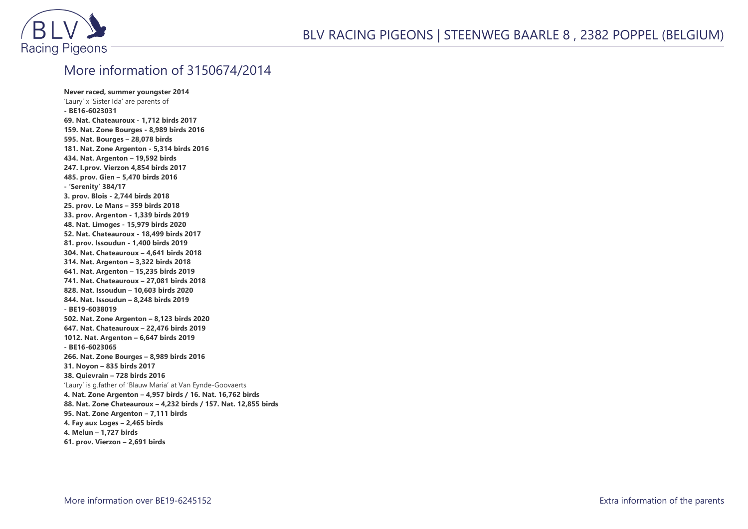## More information of 3150674/2014

**Never raced, summer youngster 2014**
'Laury' x 'Sister Ida' are parents of
**- BE16-6023031**
**69. Nat. Chateauroux - 1,712 birds 2017**
**159. Nat. Zone Bourges - 8,989 birds 2016**
**595. Nat. Bourges – 28,078 birds**
**181. Nat. Zone Argenton - 5,314 birds 2016**
**434. Nat. Argenton – 19,592 birds**
**247. I.prov. Vierzon 4,854 birds 2017**
**485. prov. Gien – 5,470 birds 2016**
**- 'Serenity' 384/17**
**3. prov. Blois - 2,744 birds 2018**
**25. prov. Le Mans – 359 birds 2018**
**33. prov. Argenton - 1,339 birds 2019**
**48. Nat. Limoges - 15,979 birds 2020**
**52. Nat. Chateauroux - 18,499 birds 2017**
**81. prov. Issoudun - 1,400 birds 2019**
**304. Nat. Chateauroux – 4,641 birds 2018**
**314. Nat. Argenton – 3,322 birds 2018**
**641. Nat. Argenton – 15,235 birds 2019**
**741. Nat. Chateauroux – 27,081 birds 2018**
**828. Nat. Issoudun – 10,603 birds 2020**
**844. Nat. Issoudun – 8,248 birds 2019**
**- BE19-6038019**
**502. Nat. Zone Argenton – 8,123 birds 2020**
**647. Nat. Chateauroux – 22,476 birds 2019**
**1012. Nat. Argenton – 6,647 birds 2019**
**- BE16-6023065**
**266. Nat. Zone Bourges – 8,989 birds 2016**
**31. Noyon – 835 birds 2017**
**38. Quievrain – 728 birds 2016**
'Laury' is g.father of 'Blauw Maria' at Van Eynde-Goovaerts
**4. Nat. Zone Argenton – 4,957 birds / 16. Nat. 16,762 birds**
**88. Nat. Zone Chateauroux – 4,232 birds / 157. Nat. 12,855 birds**
**95. Nat. Zone Argenton – 7,111 birds**
**4. Fay aux Loges – 2,465 birds**
**4. Melun – 1,727 birds**
**61. prov. Vierzon – 2,691 birds**

More information over BE19-6245152

Extra information of the parents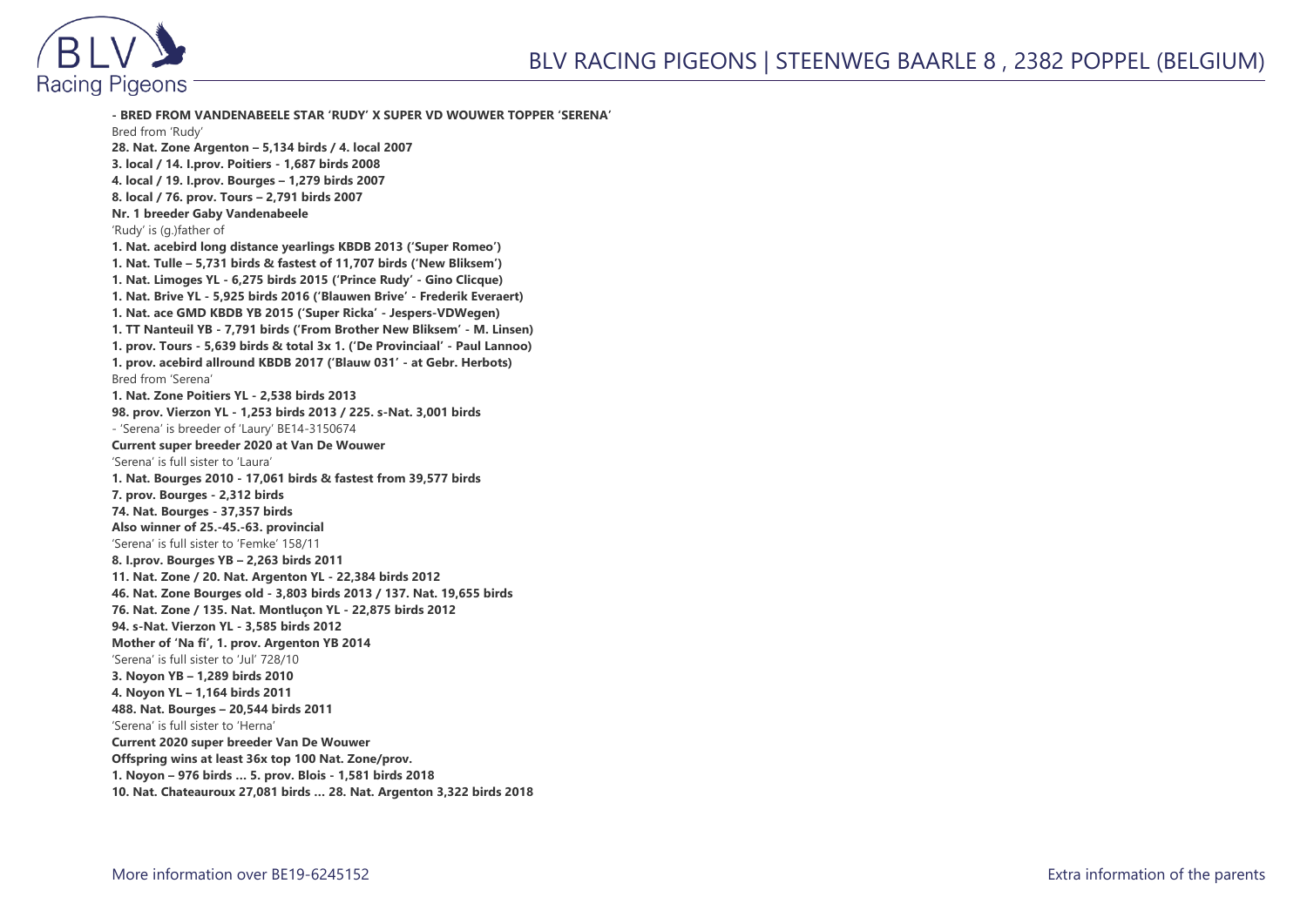**- BRED FROM VANDENABEELE STAR 'RUDY' X SUPER VD WOUWER TOPPER 'SERENA'**

Bred from 'Rudy'

**28. Nat. Zone Argenton – 5,134 birds / 4. local 2007**
**3. local / 14. I.prov. Poitiers - 1,687 birds 2008**
**4. local / 19. I.prov. Bourges – 1,279 birds 2007**
**8. local / 76. prov. Tours – 2,791 birds 2007**
**Nr. 1 breeder Gaby Vandenabeele**

'Rudy' is (g.)father of

**1. Nat. acebird long distance yearlings KBDB 2013 ('Super Romeo')**
**1. Nat. Tulle – 5,731 birds & fastest of 11,707 birds ('New Bliksem')**
**1. Nat. Limoges YL - 6,275 birds 2015 ('Prince Rudy' - Gino Clicque)**
**1. Nat. Brive YL - 5,925 birds 2016 ('Blauwen Brive' - Frederik Everaert)**
**1. Nat. ace GMD KBDB YB 2015 ('Super Ricka' - Jespers-VDWegen)**
**1. TT Nanteuil YB - 7,791 birds ('From Brother New Bliksem' - M. Linsen)**
**1. prov. Tours - 5,639 birds & total 3x 1. ('De Provinciaal' - Paul Lannoo)**
**1. prov. acebird allround KBDB 2017 ('Blauw 031' - at Gebr. Herbots)**

Bred from 'Serena'

**1. Nat. Zone Poitiers YL - 2,538 birds 2013**
**98. prov. Vierzon YL - 1,253 birds 2013 / 225. s-Nat. 3,001 birds**

- 'Serena' is breeder of 'Laury' BE14-3150674

**Current super breeder 2020 at Van De Wouwer**

'Serena' is full sister to 'Laura'

**1. Nat. Bourges 2010 - 17,061 birds & fastest from 39,577 birds**
**7. prov. Bourges - 2,312 birds**
**74. Nat. Bourges - 37,357 birds**
**Also winner of 25.-45.-63. provincial**

'Serena' is full sister to 'Femke' 158/11

**8. I.prov. Bourges YB – 2,263 birds 2011**
**11. Nat. Zone / 20. Nat. Argenton YL - 22,384 birds 2012**
**46. Nat. Zone Bourges old - 3,803 birds 2013 / 137. Nat. 19,655 birds**
**76. Nat. Zone / 135. Nat. Montluçon YL - 22,875 birds 2012**
**94. s-Nat. Vierzon YL - 3,585 birds 2012**
**Mother of 'Na fi', 1. prov. Argenton YB 2014**

'Serena' is full sister to 'Jul' 728/10

**3. Noyon YB – 1,289 birds 2010**
**4. Noyon YL – 1,164 birds 2011**
**488. Nat. Bourges – 20,544 birds 2011**

'Serena' is full sister to 'Herna'

**Current 2020 super breeder Van De Wouwer**
**Offspring wins at least 36x top 100 Nat. Zone/prov.**
**1. Noyon – 976 birds … 5. prov. Blois - 1,581 birds 2018**
**10. Nat. Chateauroux 27,081 birds … 28. Nat. Argenton 3,322 birds 2018**

More information over BE19-6245152

Extra information of the parents